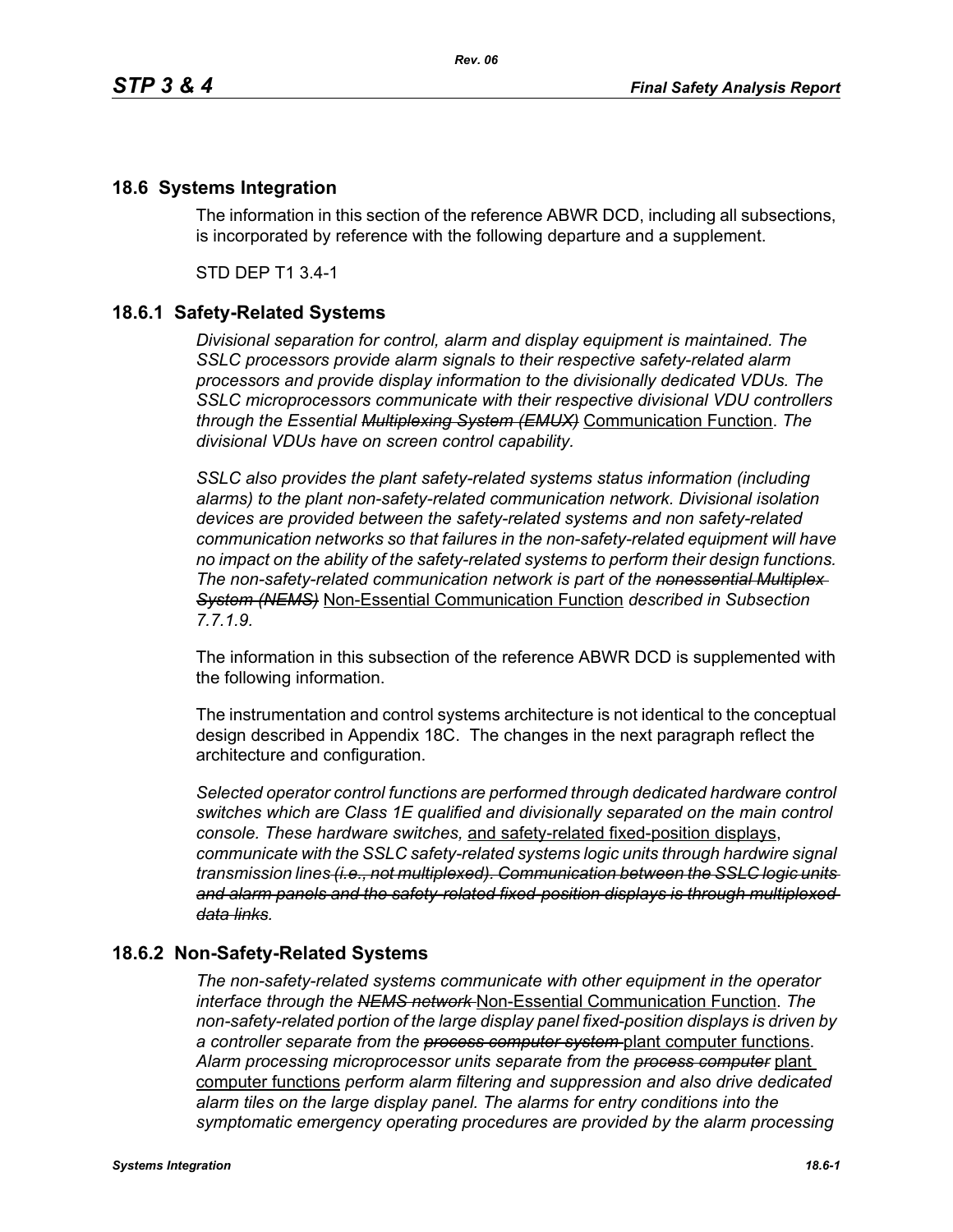## 18.6 Systems Integration

The information in this section of the reference ABWR DCD, including all subsections, is incorporated by reference with the following departure and a supplement.

STD DEP T1 3.4-1

### 18.6.1 Safety-Related Systems

*Divisional separation for control, alarm and display equipment is maintained. The SSLC processors provide alarm signals to their respective safety-related alarm processors and provide display information to the divisionally dedicated VDUs. The SSLC microprocessors communicate with their respective divisional VDU controllers through the Essential ~~Multiplexing System (EMUX)~~* <u>Communication Function</u>. *The divisional VDUs have on screen control capability.*

*SSLC also provides the plant safety-related systems status information (including alarms) to the plant non-safety-related communication network. Divisional isolation devices are provided between the safety-related systems and non safety-related communication networks so that failures in the non-safety-related equipment will have no impact on the ability of the safety-related systems to perform their design functions. The non-safety-related communication network is part of the ~~nonessential Multiplex System (NEMS)~~* <u>Non-Essential Communication Function</u> *described in Subsection 7.7.1.9*.

The information in this subsection of the reference ABWR DCD is supplemented with the following information.

The instrumentation and control systems architecture is not identical to the conceptual design described in Appendix 18C. The changes in the next paragraph reflect the architecture and configuration.

*Selected operator control functions are performed through dedicated hardware control switches which are Class 1E qualified and divisionally separated on the main control console. These hardware switches,* <u>and safety-related fixed-position displays</u>, *communicate with the SSLC safety-related systems logic units through hardwire signal transmission lines ~~(i.e., not multiplexed). Communication between the SSLC logic units and alarm panels and the safety-related fixed-position displays is through multiplexed data links~~.*

### 18.6.2 Non-Safety-Related Systems

*The non-safety-related systems communicate with other equipment in the operator interface through the ~~NEMS network~~* <u>Non-Essential Communication Function</u>. *The non-safety-related portion of the large display panel fixed-position displays is driven by a controller separate from the ~~process computer system~~* <u>plant computer functions</u>. *Alarm processing microprocessor units separate from the ~~process computer~~* <u>plant computer functions</u> *perform alarm filtering and suppression and also drive dedicated alarm tiles on the large display panel. The alarms for entry conditions into the symptomatic emergency operating procedures are provided by the alarm processing*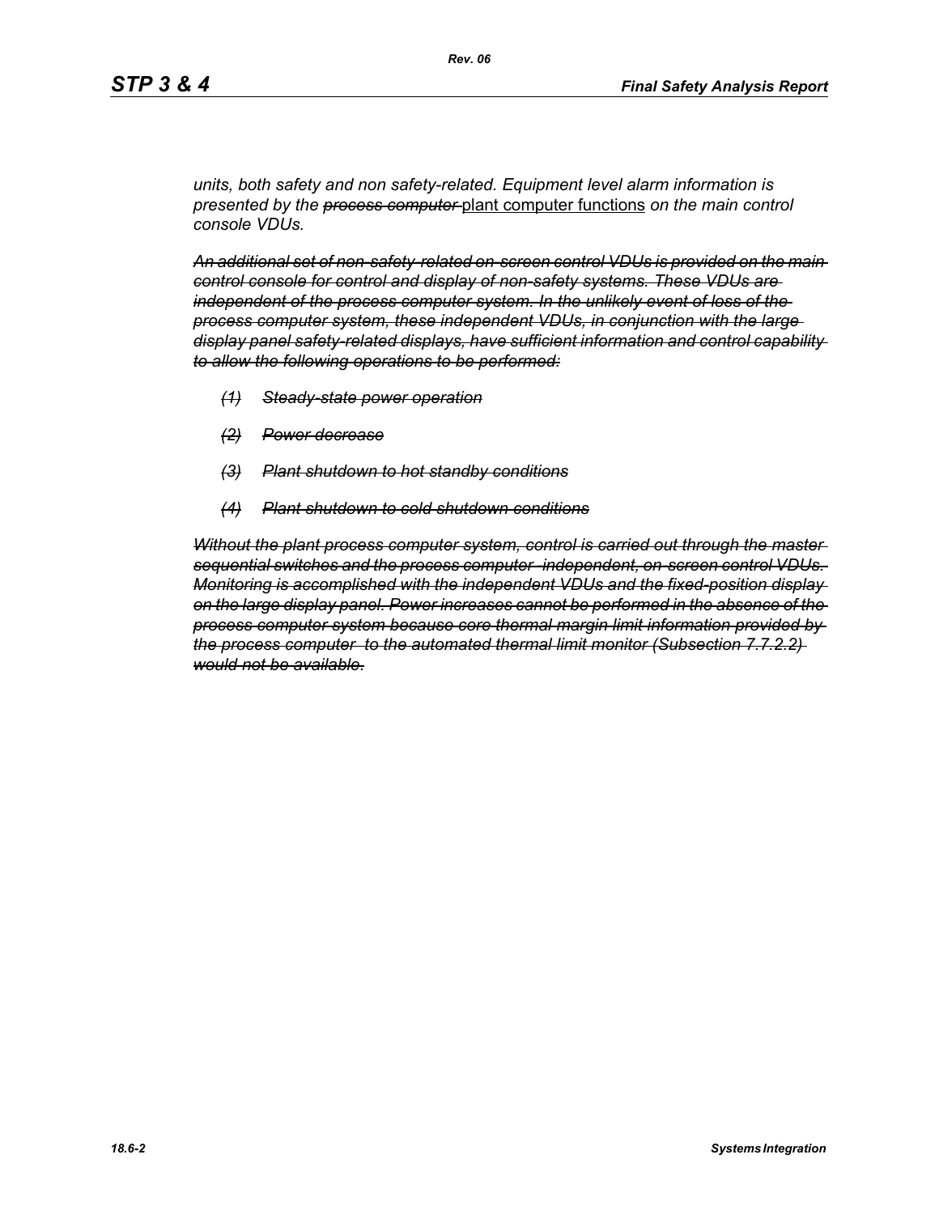*units, both safety and non safety-related. Equipment level alarm information is presented by the ~~process computer~~* plant computer functions *on the main control console VDUs.*

~~*An additional set of non-safety-related on-screen control VDUs is provided on the main control console for control and display of non-safety systems. These VDUs are independent of the process computer system. In the unlikely event of loss of the process computer system, these independent VDUs, in conjunction with the large display panel safety-related displays, have sufficient information and control capability to allow the following operations to be performed:*~~

~~*(1) Steady-state power operation*~~

~~*(2) Power decrease*~~

~~*(3) Plant shutdown to hot standby conditions*~~

~~*(4) Plant shutdown to cold shutdown conditions*~~

~~*Without the plant process computer system, control is carried out through the master sequential switches and the process computer -independent, on-screen control VDUs. Monitoring is accomplished with the independent VDUs and the fixed-position display on the large display panel. Power increases cannot be performed in the absence of the process computer system because core thermal margin limit information provided by the process computer to the automated thermal limit monitor (Subsection 7.7.2.2) would not be available.*~~